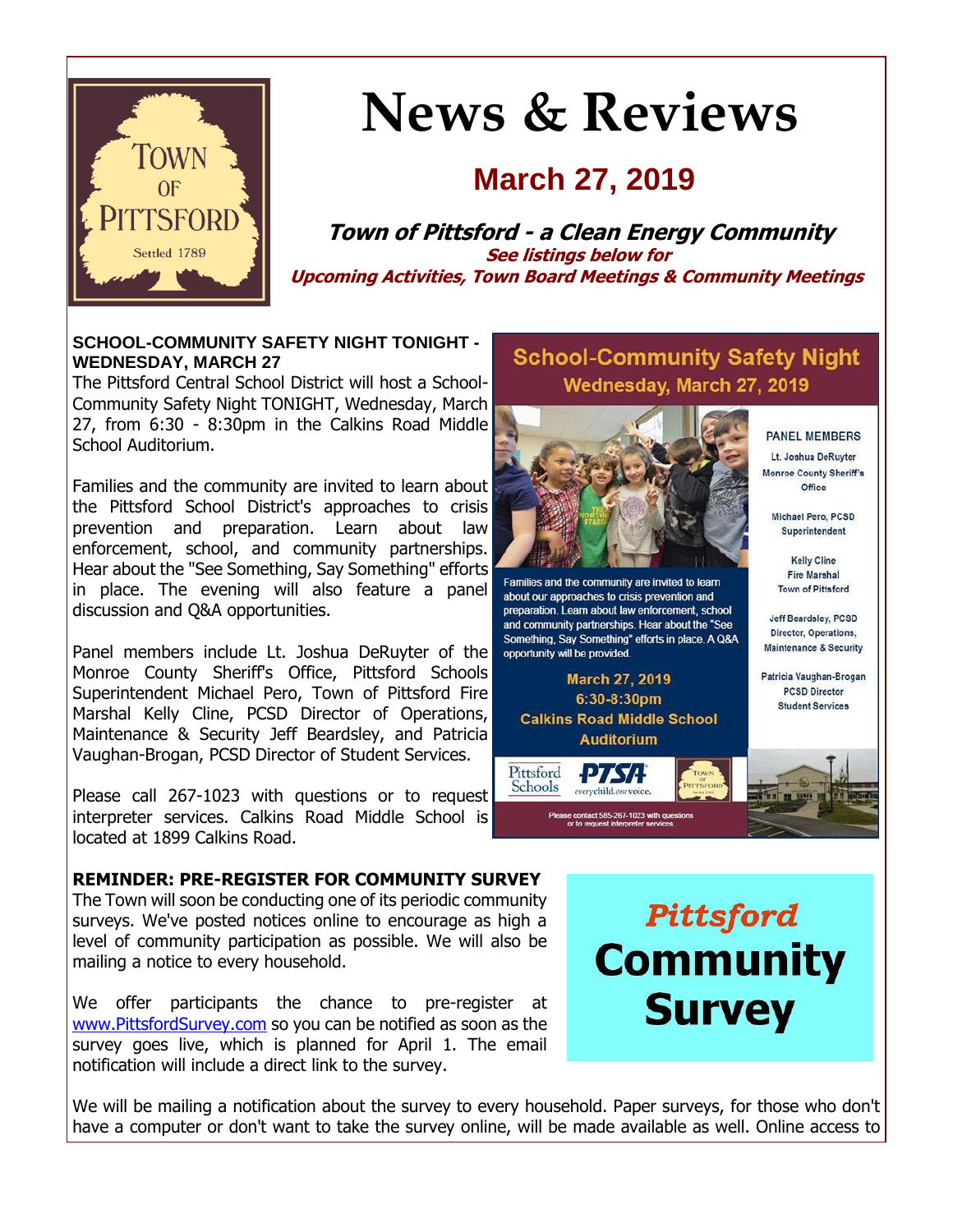# News & Reviews

## March 27, 2019

**Town of Pittsford - a Clean Energy Community**

**See listings below for**
**Upcoming Activities, Town Board Meetings & Community Meetings**

### SCHOOL-COMMUNITY SAFETY NIGHT TONIGHT - WEDNESDAY, MARCH 27

The Pittsford Central School District will host a School-Community Safety Night TONIGHT, Wednesday, March 27, from 6:30 - 8:30pm in the Calkins Road Middle School Auditorium.

Families and the community are invited to learn about the Pittsford School District's approaches to crisis prevention and preparation. Learn about law enforcement, school, and community partnerships. Hear about the "See Something, Say Something" efforts in place. The evening will also feature a panel discussion and Q&A opportunities.

Panel members include Lt. Joshua DeRuyter of the Monroe County Sheriff's Office, Pittsford Schools Superintendent Michael Pero, Town of Pittsford Fire Marshal Kelly Cline, PCSD Director of Operations, Maintenance & Security Jeff Beardsley, and Patricia Vaughan-Brogan, PCSD Director of Student Services.

Please call 267-1023 with questions or to request interpreter services. Calkins Road Middle School is located at 1899 Calkins Road.

### REMINDER: PRE-REGISTER FOR COMMUNITY SURVEY

The Town will soon be conducting one of its periodic community surveys. We've posted notices online to encourage as high a level of community participation as possible. We will also be mailing a notice to every household.

We offer participants the chance to pre-register at www.PittsfordSurvey.com so you can be notified as soon as the survey goes live, which is planned for April 1. The email notification will include a direct link to the survey.

We will be mailing a notification about the survey to every household. Paper surveys, for those who don't have a computer or don't want to take the survey online, will be made available as well. Online access to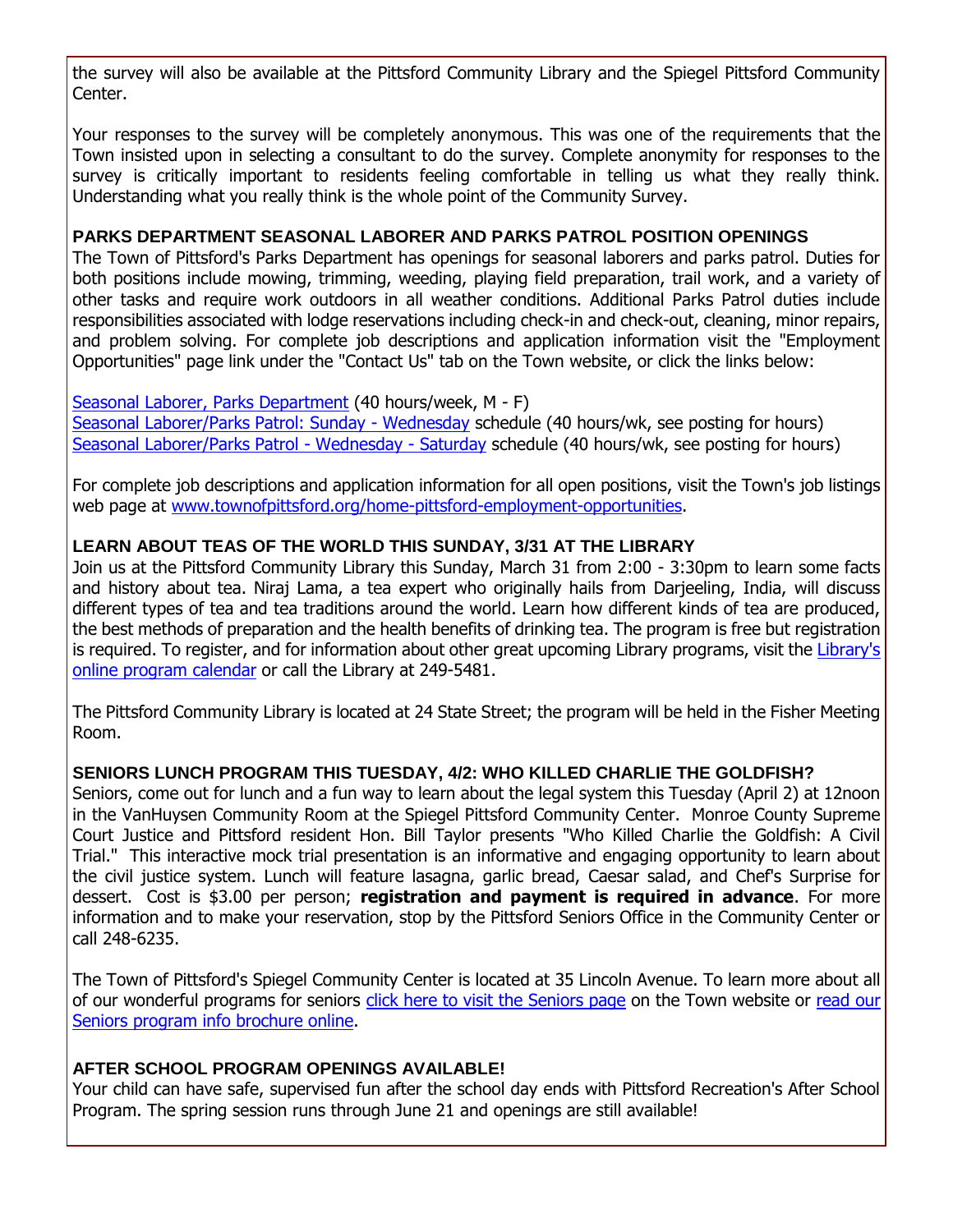the survey will also be available at the Pittsford Community Library and the Spiegel Pittsford Community Center.

Your responses to the survey will be completely anonymous. This was one of the requirements that the Town insisted upon in selecting a consultant to do the survey. Complete anonymity for responses to the survey is critically important to residents feeling comfortable in telling us what they really think. Understanding what you really think is the whole point of the Community Survey.

**PARKS DEPARTMENT SEASONAL LABORER AND PARKS PATROL POSITION OPENINGS**

The Town of Pittsford's Parks Department has openings for seasonal laborers and parks patrol. Duties for both positions include mowing, trimming, weeding, playing field preparation, trail work, and a variety of other tasks and require work outdoors in all weather conditions. Additional Parks Patrol duties include responsibilities associated with lodge reservations including check-in and check-out, cleaning, minor repairs, and problem solving. For complete job descriptions and application information visit the "Employment Opportunities" page link under the "Contact Us" tab on the Town website, or click the links below:

Seasonal Laborer, Parks Department (40 hours/week, M - F)
Seasonal Laborer/Parks Patrol: Sunday - Wednesday schedule (40 hours/wk, see posting for hours)
Seasonal Laborer/Parks Patrol - Wednesday - Saturday schedule (40 hours/wk, see posting for hours)

For complete job descriptions and application information for all open positions, visit the Town's job listings web page at www.townofpittsford.org/home-pittsford-employment-opportunities.

**LEARN ABOUT TEAS OF THE WORLD THIS SUNDAY, 3/31 AT THE LIBRARY**

Join us at the Pittsford Community Library this Sunday, March 31 from 2:00 - 3:30pm to learn some facts and history about tea. Niraj Lama, a tea expert who originally hails from Darjeeling, India, will discuss different types of tea and tea traditions around the world. Learn how different kinds of tea are produced, the best methods of preparation and the health benefits of drinking tea. The program is free but registration is required. To register, and for information about other great upcoming Library programs, visit the Library's online program calendar or call the Library at 249-5481.

The Pittsford Community Library is located at 24 State Street; the program will be held in the Fisher Meeting Room.

**SENIORS LUNCH PROGRAM THIS TUESDAY, 4/2: WHO KILLED CHARLIE THE GOLDFISH?**

Seniors, come out for lunch and a fun way to learn about the legal system this Tuesday (April 2) at 12noon in the VanHuysen Community Room at the Spiegel Pittsford Community Center. Monroe County Supreme Court Justice and Pittsford resident Hon. Bill Taylor presents "Who Killed Charlie the Goldfish: A Civil Trial." This interactive mock trial presentation is an informative and engaging opportunity to learn about the civil justice system. Lunch will feature lasagna, garlic bread, Caesar salad, and Chef's Surprise for dessert. Cost is $3.00 per person; **registration and payment is required in advance**. For more information and to make your reservation, stop by the Pittsford Seniors Office in the Community Center or call 248-6235.

The Town of Pittsford's Spiegel Community Center is located at 35 Lincoln Avenue. To learn more about all of our wonderful programs for seniors click here to visit the Seniors page on the Town website or read our Seniors program info brochure online.

**AFTER SCHOOL PROGRAM OPENINGS AVAILABLE!**

Your child can have safe, supervised fun after the school day ends with Pittsford Recreation's After School Program. The spring session runs through June 21 and openings are still available!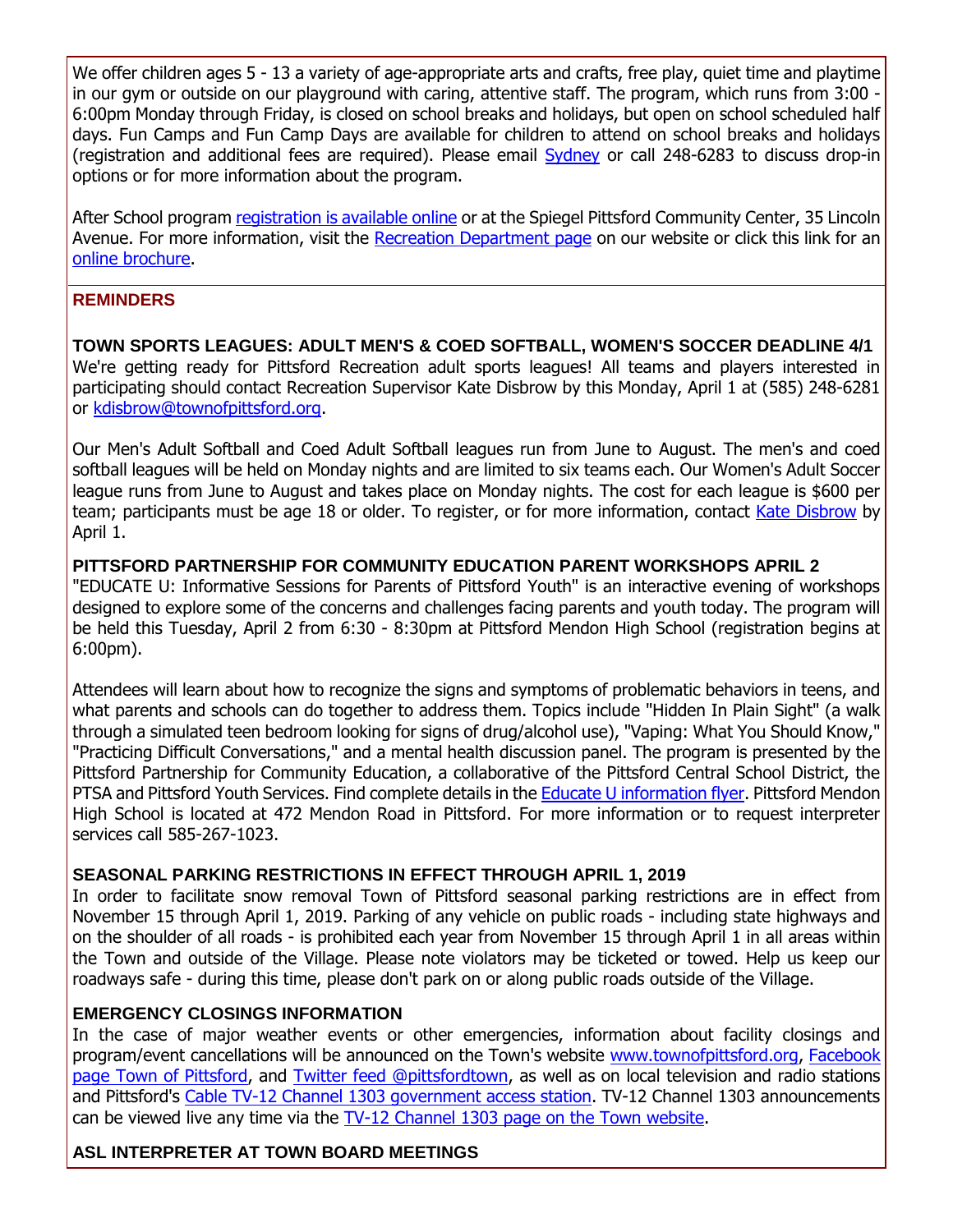We offer children ages 5 - 13 a variety of age-appropriate arts and crafts, free play, quiet time and playtime in our gym or outside on our playground with caring, attentive staff. The program, which runs from 3:00 - 6:00pm Monday through Friday, is closed on school breaks and holidays, but open on school scheduled half days. Fun Camps and Fun Camp Days are available for children to attend on school breaks and holidays (registration and additional fees are required). Please email Sydney or call 248-6283 to discuss drop-in options or for more information about the program.

After School program registration is available online or at the Spiegel Pittsford Community Center, 35 Lincoln Avenue. For more information, visit the Recreation Department page on our website or click this link for an online brochure.

## REMINDERS

### TOWN SPORTS LEAGUES: ADULT MEN'S & COED SOFTBALL, WOMEN'S SOCCER DEADLINE 4/1

We're getting ready for Pittsford Recreation adult sports leagues! All teams and players interested in participating should contact Recreation Supervisor Kate Disbrow by this Monday, April 1 at (585) 248-6281 or kdisbrow@townofpittsford.org.

Our Men's Adult Softball and Coed Adult Softball leagues run from June to August. The men's and coed softball leagues will be held on Monday nights and are limited to six teams each. Our Women's Adult Soccer league runs from June to August and takes place on Monday nights. The cost for each league is $600 per team; participants must be age 18 or older. To register, or for more information, contact Kate Disbrow by April 1.

### PITTSFORD PARTNERSHIP FOR COMMUNITY EDUCATION PARENT WORKSHOPS APRIL 2

"EDUCATE U: Informative Sessions for Parents of Pittsford Youth" is an interactive evening of workshops designed to explore some of the concerns and challenges facing parents and youth today. The program will be held this Tuesday, April 2 from 6:30 - 8:30pm at Pittsford Mendon High School (registration begins at 6:00pm).

Attendees will learn about how to recognize the signs and symptoms of problematic behaviors in teens, and what parents and schools can do together to address them. Topics include "Hidden In Plain Sight" (a walk through a simulated teen bedroom looking for signs of drug/alcohol use), "Vaping: What You Should Know," "Practicing Difficult Conversations," and a mental health discussion panel. The program is presented by the Pittsford Partnership for Community Education, a collaborative of the Pittsford Central School District, the PTSA and Pittsford Youth Services. Find complete details in the Educate U information flyer. Pittsford Mendon High School is located at 472 Mendon Road in Pittsford. For more information or to request interpreter services call 585-267-1023.

### SEASONAL PARKING RESTRICTIONS IN EFFECT THROUGH APRIL 1, 2019

In order to facilitate snow removal Town of Pittsford seasonal parking restrictions are in effect from November 15 through April 1, 2019. Parking of any vehicle on public roads - including state highways and on the shoulder of all roads - is prohibited each year from November 15 through April 1 in all areas within the Town and outside of the Village. Please note violators may be ticketed or towed. Help us keep our roadways safe - during this time, please don't park on or along public roads outside of the Village.

### EMERGENCY CLOSINGS INFORMATION

In the case of major weather events or other emergencies, information about facility closings and program/event cancellations will be announced on the Town's website www.townofpittsford.org, Facebook page Town of Pittsford, and Twitter feed @pittsfordtown, as well as on local television and radio stations and Pittsford's Cable TV-12 Channel 1303 government access station. TV-12 Channel 1303 announcements can be viewed live any time via the TV-12 Channel 1303 page on the Town website.

### ASL INTERPRETER AT TOWN BOARD MEETINGS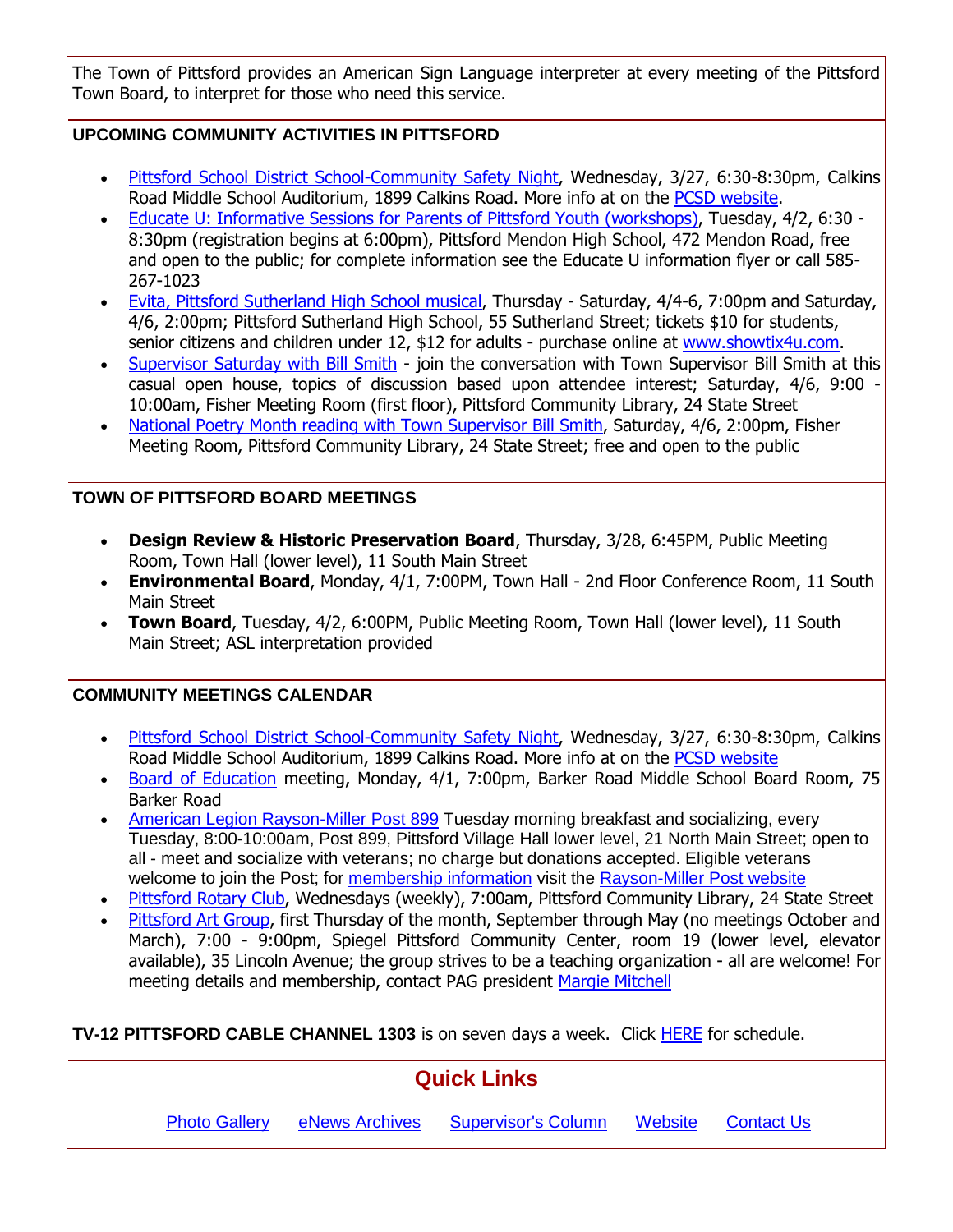The Town of Pittsford provides an American Sign Language interpreter at every meeting of the Pittsford Town Board, to interpret for those who need this service.

**UPCOMING COMMUNITY ACTIVITIES IN PITTSFORD**

- Pittsford School District School-Community Safety Night, Wednesday, 3/27, 6:30-8:30pm, Calkins Road Middle School Auditorium, 1899 Calkins Road. More info at on the PCSD website.
- Educate U: Informative Sessions for Parents of Pittsford Youth (workshops), Tuesday, 4/2, 6:30 - 8:30pm (registration begins at 6:00pm), Pittsford Mendon High School, 472 Mendon Road, free and open to the public; for complete information see the Educate U information flyer or call 585-267-1023
- Evita, Pittsford Sutherland High School musical, Thursday - Saturday, 4/4-6, 7:00pm and Saturday, 4/6, 2:00pm; Pittsford Sutherland High School, 55 Sutherland Street; tickets $10 for students, senior citizens and children under 12, $12 for adults - purchase online at www.showtix4u.com.
- Supervisor Saturday with Bill Smith - join the conversation with Town Supervisor Bill Smith at this casual open house, topics of discussion based upon attendee interest; Saturday, 4/6, 9:00 - 10:00am, Fisher Meeting Room (first floor), Pittsford Community Library, 24 State Street
- National Poetry Month reading with Town Supervisor Bill Smith, Saturday, 4/6, 2:00pm, Fisher Meeting Room, Pittsford Community Library, 24 State Street; free and open to the public

**TOWN OF PITTSFORD BOARD MEETINGS**

- **Design Review & Historic Preservation Board**, Thursday, 3/28, 6:45PM, Public Meeting Room, Town Hall (lower level), 11 South Main Street
- **Environmental Board**, Monday, 4/1, 7:00PM, Town Hall - 2nd Floor Conference Room, 11 South Main Street
- **Town Board**, Tuesday, 4/2, 6:00PM, Public Meeting Room, Town Hall (lower level), 11 South Main Street; ASL interpretation provided

**COMMUNITY MEETINGS CALENDAR**

- Pittsford School District School-Community Safety Night, Wednesday, 3/27, 6:30-8:30pm, Calkins Road Middle School Auditorium, 1899 Calkins Road. More info at on the PCSD website
- Board of Education meeting, Monday, 4/1, 7:00pm, Barker Road Middle School Board Room, 75 Barker Road
- American Legion Rayson-Miller Post 899 Tuesday morning breakfast and socializing, every Tuesday, 8:00-10:00am, Post 899, Pittsford Village Hall lower level, 21 North Main Street; open to all - meet and socialize with veterans; no charge but donations accepted. Eligible veterans welcome to join the Post; for membership information visit the Rayson-Miller Post website
- Pittsford Rotary Club, Wednesdays (weekly), 7:00am, Pittsford Community Library, 24 State Street
- Pittsford Art Group, first Thursday of the month, September through May (no meetings October and March), 7:00 - 9:00pm, Spiegel Pittsford Community Center, room 19 (lower level, elevator available), 35 Lincoln Avenue; the group strives to be a teaching organization - all are welcome! For meeting details and membership, contact PAG president Margie Mitchell

**TV-12 PITTSFORD CABLE CHANNEL 1303** is on seven days a week. Click HERE for schedule.

## Quick Links

Photo Gallery | eNews Archives | Supervisor's Column | Website | Contact Us